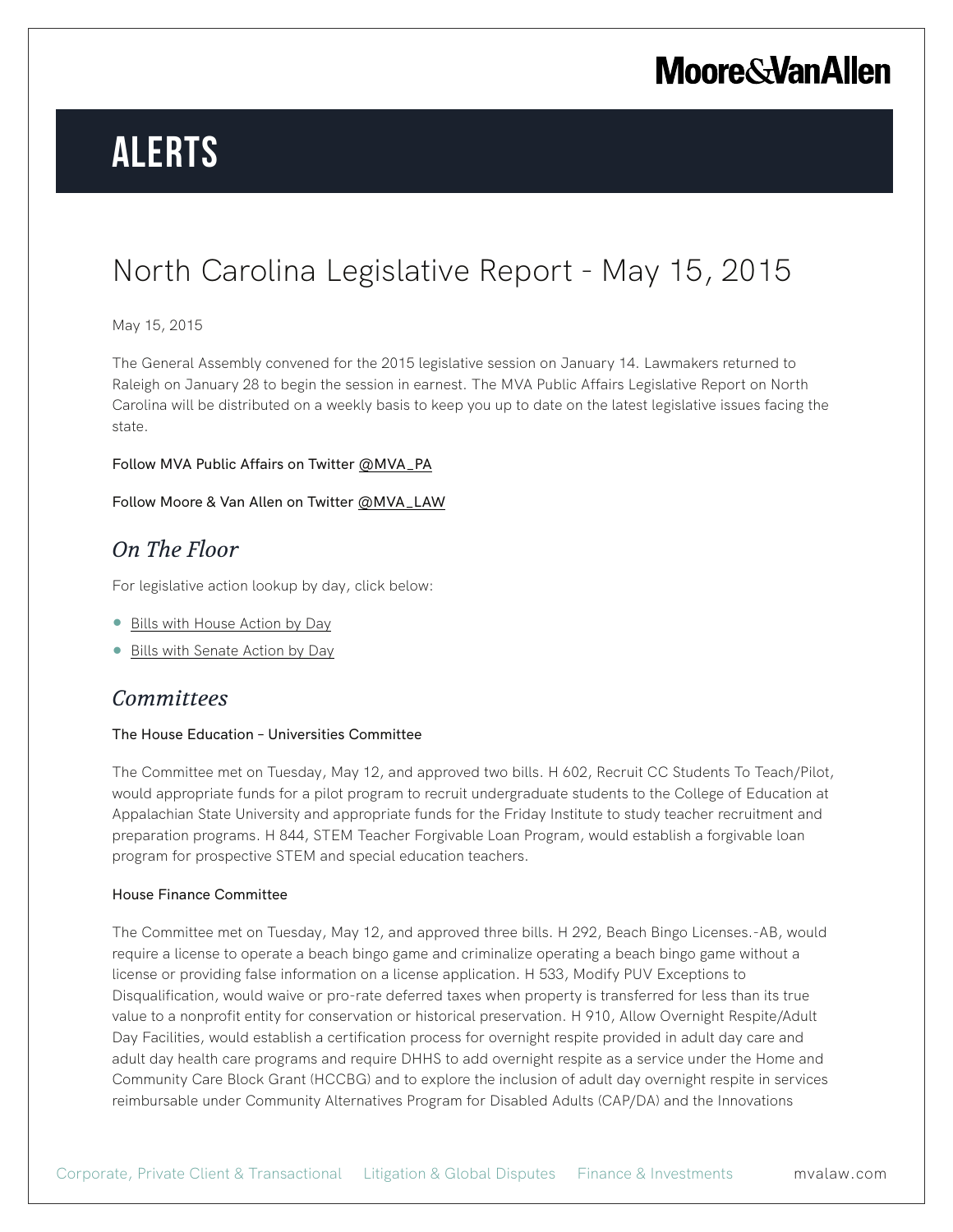# Alerts

## North Carolina Legislative Report - May 15, 2015

May 15, 2015

The General Assembly convened for the 2015 legislative session on January 14. Lawmakers returned to Raleigh on January 28 to begin the session in earnest. The MVA Public Affairs Legislative Report on North Carolina will be distributed on a weekly basis to keep you up to date on the latest legislative issues facing the state.

Follow MVA Public Affairs on Twitter @MVA_PA

Follow Moore & Van Allen on Twitter @MVA_LAW

### *On The Floor*

For legislative action lookup by day, click below:

- Bills with House Action by Day
- Bills with Senate Action by Day

### *Committees*

**The House Education – Universities Committee**

The Committee met on Tuesday, May 12, and approved two bills. H 602, Recruit CC Students To Teach/Pilot, would appropriate funds for a pilot program to recruit undergraduate students to the College of Education at Appalachian State University and appropriate funds for the Friday Institute to study teacher recruitment and preparation programs. H 844, STEM Teacher Forgivable Loan Program, would establish a forgivable loan program for prospective STEM and special education teachers.

**House Finance Committee**

The Committee met on Tuesday, May 12, and approved three bills. H 292, Beach Bingo Licenses.-AB, would require a license to operate a beach bingo game and criminalize operating a beach bingo game without a license or providing false information on a license application. H 533, Modify PUV Exceptions to Disqualification, would waive or pro-rate deferred taxes when property is transferred for less than its true value to a nonprofit entity for conservation or historical preservation. H 910, Allow Overnight Respite/Adult Day Facilities, would establish a certification process for overnight respite provided in adult day care and adult day health care programs and require DHHS to add overnight respite as a service under the Home and Community Care Block Grant (HCCBG) and to explore the inclusion of adult day overnight respite in services reimbursable under Community Alternatives Program for Disabled Adults (CAP/DA) and the Innovations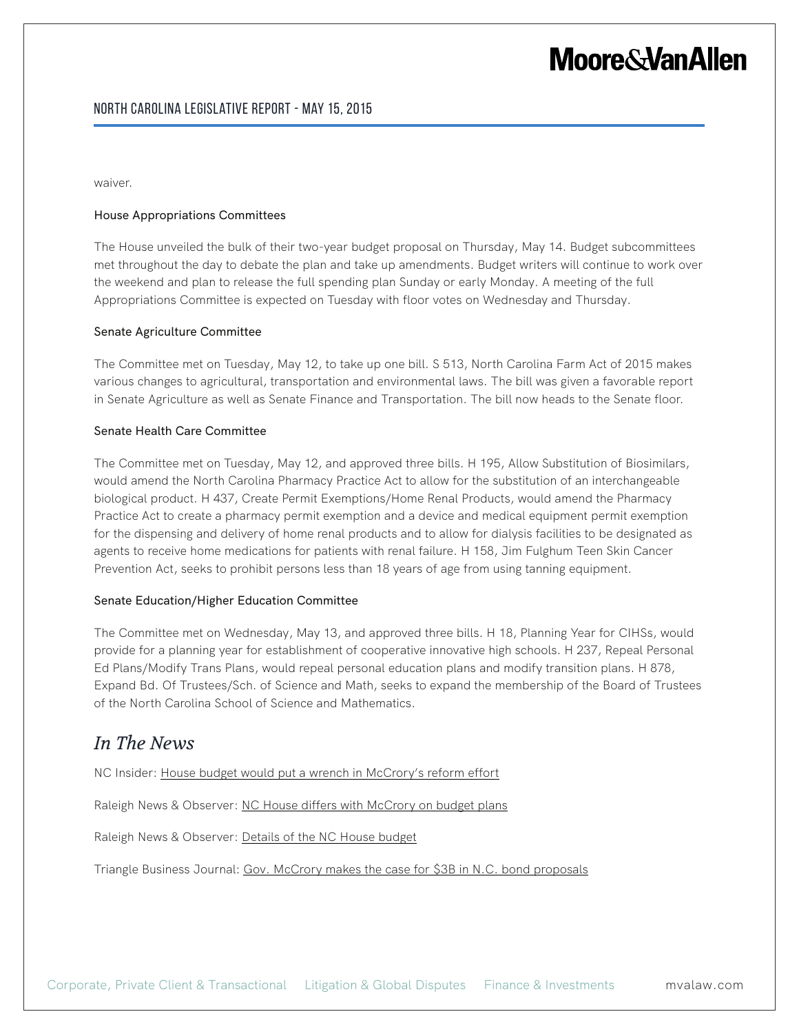waiver.

### House Appropriations Committees

The House unveiled the bulk of their two-year budget proposal on Thursday, May 14. Budget subcommittees met throughout the day to debate the plan and take up amendments. Budget writers will continue to work over the weekend and plan to release the full spending plan Sunday or early Monday. A meeting of the full Appropriations Committee is expected on Tuesday with floor votes on Wednesday and Thursday.

### Senate Agriculture Committee

The Committee met on Tuesday, May 12, to take up one bill. S 513, North Carolina Farm Act of 2015 makes various changes to agricultural, transportation and environmental laws. The bill was given a favorable report in Senate Agriculture as well as Senate Finance and Transportation. The bill now heads to the Senate floor.

### Senate Health Care Committee

The Committee met on Tuesday, May 12, and approved three bills. H 195, Allow Substitution of Biosimilars, would amend the North Carolina Pharmacy Practice Act to allow for the substitution of an interchangeable biological product. H 437, Create Permit Exemptions/Home Renal Products, would amend the Pharmacy Practice Act to create a pharmacy permit exemption and a device and medical equipment permit exemption for the dispensing and delivery of home renal products and to allow for dialysis facilities to be designated as agents to receive home medications for patients with renal failure. H 158, Jim Fulghum Teen Skin Cancer Prevention Act, seeks to prohibit persons less than 18 years of age from using tanning equipment.

### Senate Education/Higher Education Committee

The Committee met on Wednesday, May 13, and approved three bills. H 18, Planning Year for CIHSs, would provide for a planning year for establishment of cooperative innovative high schools. H 237, Repeal Personal Ed Plans/Modify Trans Plans, would repeal personal education plans and modify transition plans. H 878, Expand Bd. Of Trustees/Sch. of Science and Math, seeks to expand the membership of the Board of Trustees of the North Carolina School of Science and Mathematics.

## *In The News*

NC Insider: House budget would put a wrench in McCrory's reform effort

Raleigh News & Observer: NC House differs with McCrory on budget plans

Raleigh News & Observer: Details of the NC House budget

Triangle Business Journal: Gov. McCrory makes the case for $3B in N.C. bond proposals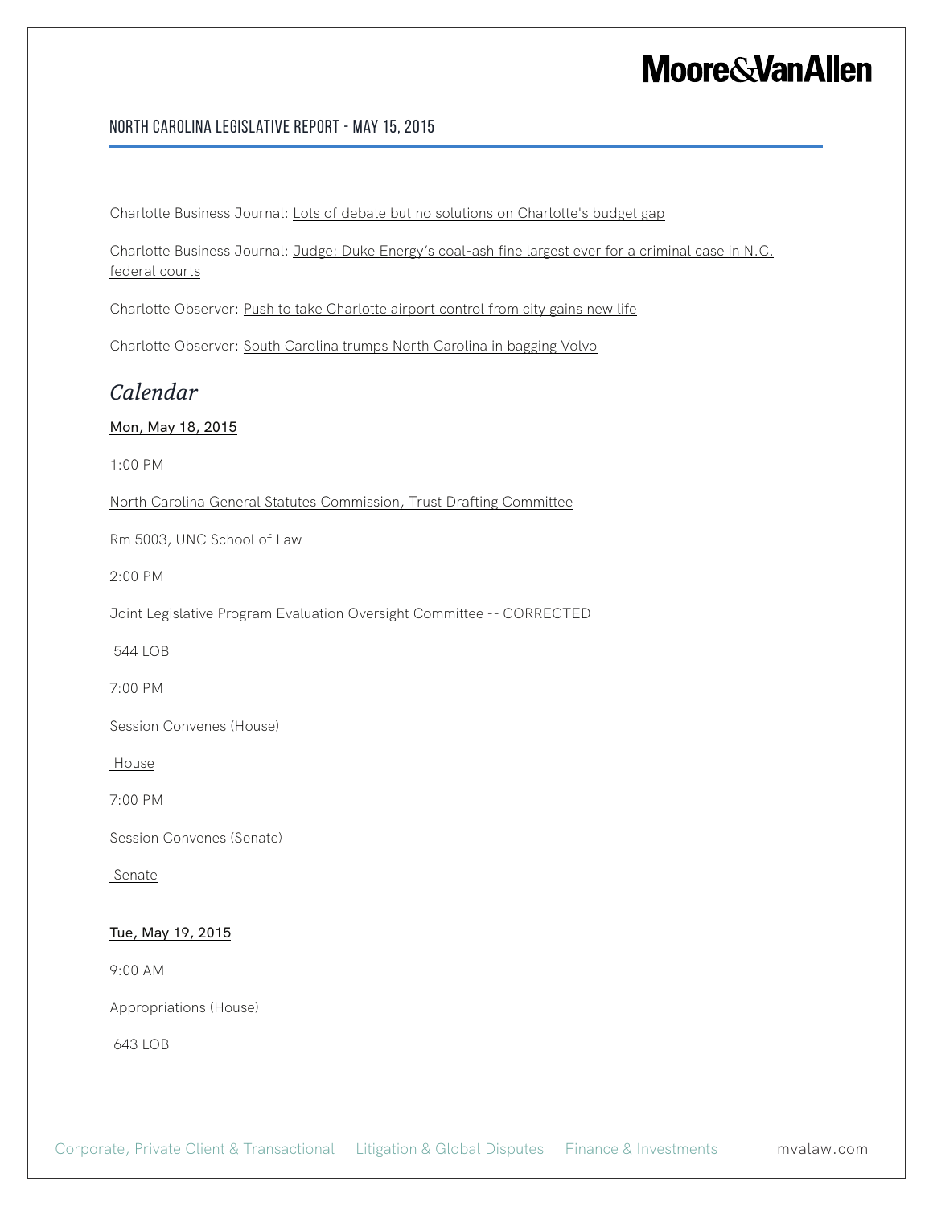Charlotte Business Journal: Lots of debate but no solutions on Charlotte's budget gap

Charlotte Business Journal: Judge: Duke Energy's coal-ash fine largest ever for a criminal case in N.C. federal courts

Charlotte Observer: Push to take Charlotte airport control from city gains new life

Charlotte Observer: South Carolina trumps North Carolina in bagging Volvo

## *Calendar*

Mon, May 18, 2015

1:00 PM

North Carolina General Statutes Commission, Trust Drafting Committee

Rm 5003, UNC School of Law

2:00 PM

Joint Legislative Program Evaluation Oversight Committee -- CORRECTED

544 LOB

7:00 PM

Session Convenes (House)

House

7:00 PM

Session Convenes (Senate)

Senate

Tue, May 19, 2015

9:00 AM

Appropriations (House)

643 LOB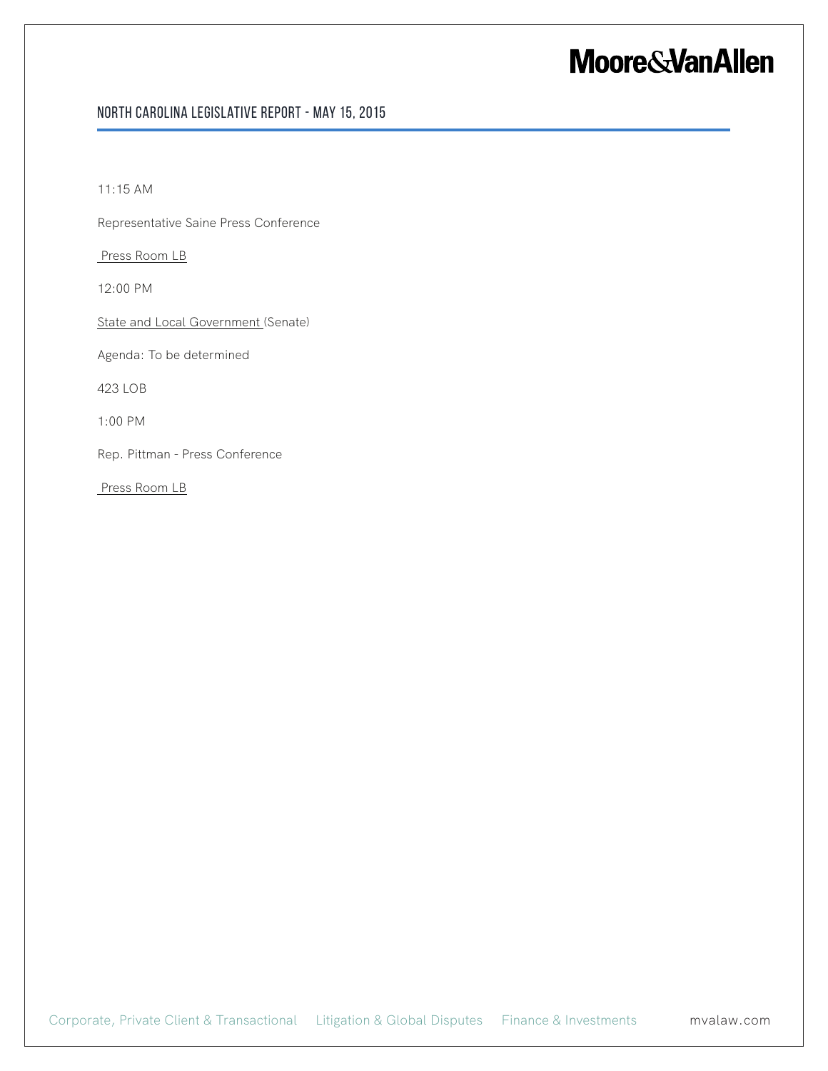11:15 AM

Representative Saine Press Conference

Press Room LB

12:00 PM

State and Local Government (Senate)

Agenda: To be determined

423 LOB

1:00 PM

Rep. Pittman - Press Conference

Press Room LB